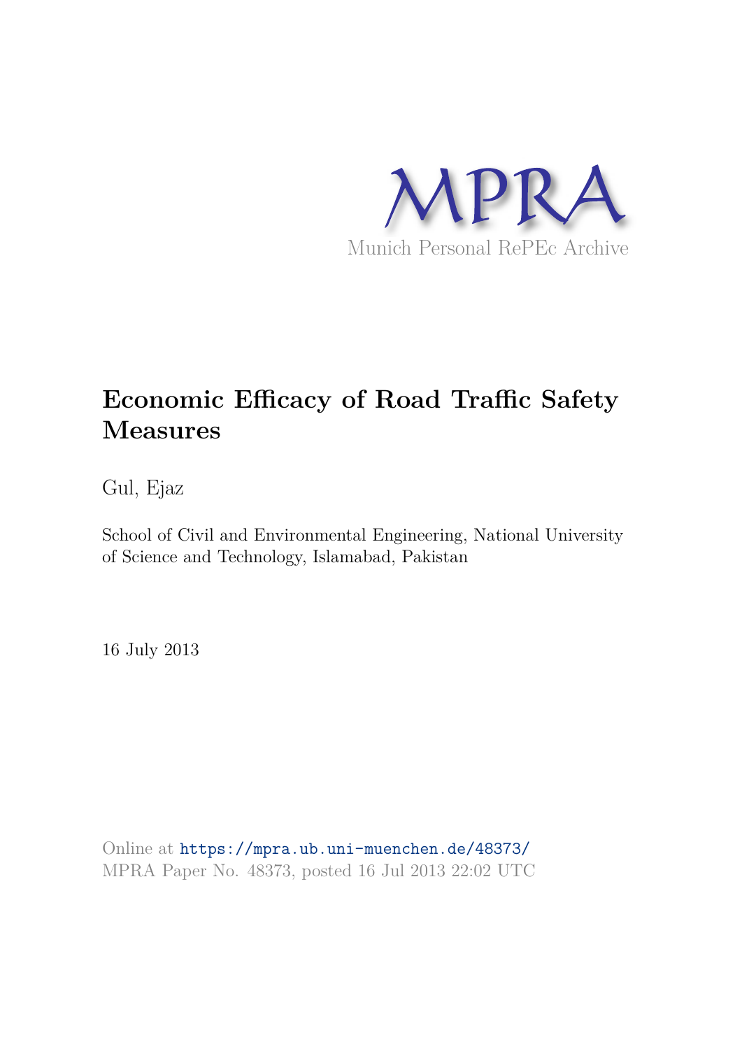MPRA

Munich Personal RePEc Archive

# Economic Efficacy of Road Traffic Safety Measures

Gul, Ejaz

School of Civil and Environmental Engineering, National University of Science and Technology, Islamabad, Pakistan

16 July 2013

Online at https://mpra.ub.uni-muenchen.de/48373/
MPRA Paper No. 48373, posted 16 Jul 2013 22:02 UTC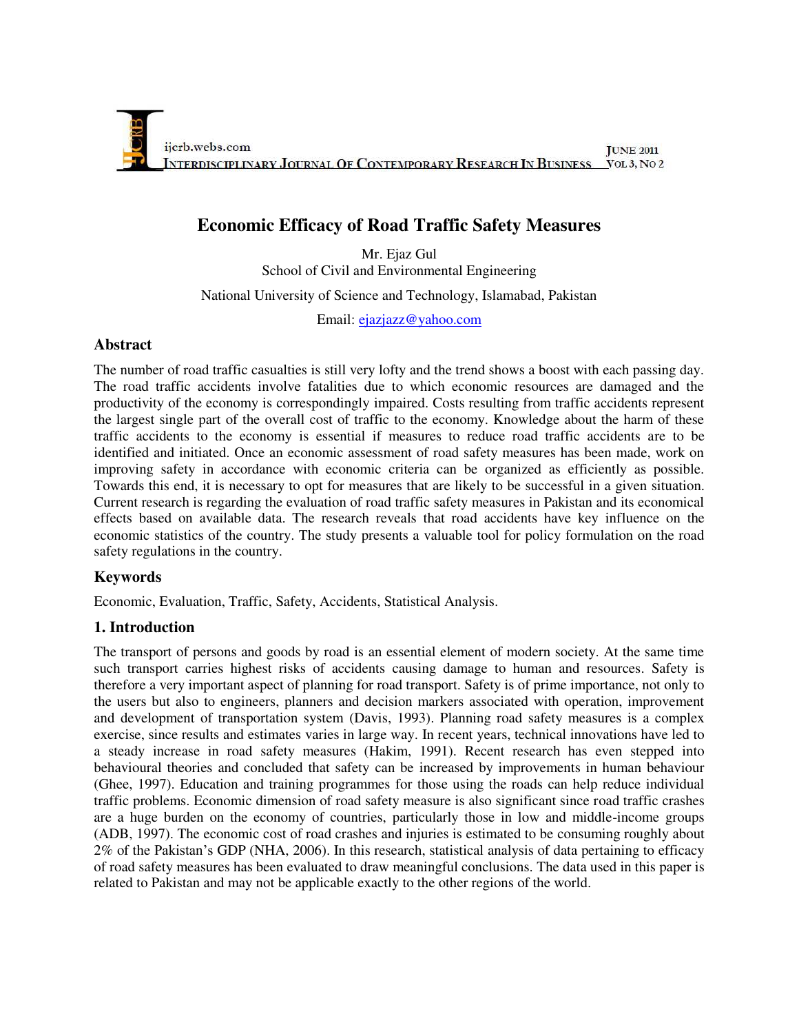# Economic Efficacy of Road Traffic Safety Measures

Mr. Ejaz Gul
School of Civil and Environmental Engineering

National University of Science and Technology, Islamabad, Pakistan

Email: ejazjazz@yahoo.com

## Abstract

The number of road traffic casualties is still very lofty and the trend shows a boost with each passing day. The road traffic accidents involve fatalities due to which economic resources are damaged and the productivity of the economy is correspondingly impaired. Costs resulting from traffic accidents represent the largest single part of the overall cost of traffic to the economy. Knowledge about the harm of these traffic accidents to the economy is essential if measures to reduce road traffic accidents are to be identified and initiated. Once an economic assessment of road safety measures has been made, work on improving safety in accordance with economic criteria can be organized as efficiently as possible. Towards this end, it is necessary to opt for measures that are likely to be successful in a given situation. Current research is regarding the evaluation of road traffic safety measures in Pakistan and its economical effects based on available data. The research reveals that road accidents have key influence on the economic statistics of the country. The study presents a valuable tool for policy formulation on the road safety regulations in the country.

## Keywords

Economic, Evaluation, Traffic, Safety, Accidents, Statistical Analysis.

## 1. Introduction

The transport of persons and goods by road is an essential element of modern society. At the same time such transport carries highest risks of accidents causing damage to human and resources. Safety is therefore a very important aspect of planning for road transport. Safety is of prime importance, not only to the users but also to engineers, planners and decision markers associated with operation, improvement and development of transportation system (Davis, 1993). Planning road safety measures is a complex exercise, since results and estimates varies in large way. In recent years, technical innovations have led to a steady increase in road safety measures (Hakim, 1991). Recent research has even stepped into behavioural theories and concluded that safety can be increased by improvements in human behaviour (Ghee, 1997). Education and training programmes for those using the roads can help reduce individual traffic problems. Economic dimension of road safety measure is also significant since road traffic crashes are a huge burden on the economy of countries, particularly those in low and middle-income groups (ADB, 1997). The economic cost of road crashes and injuries is estimated to be consuming roughly about 2% of the Pakistan's GDP (NHA, 2006). In this research, statistical analysis of data pertaining to efficacy of road safety measures has been evaluated to draw meaningful conclusions. The data used in this paper is related to Pakistan and may not be applicable exactly to the other regions of the world.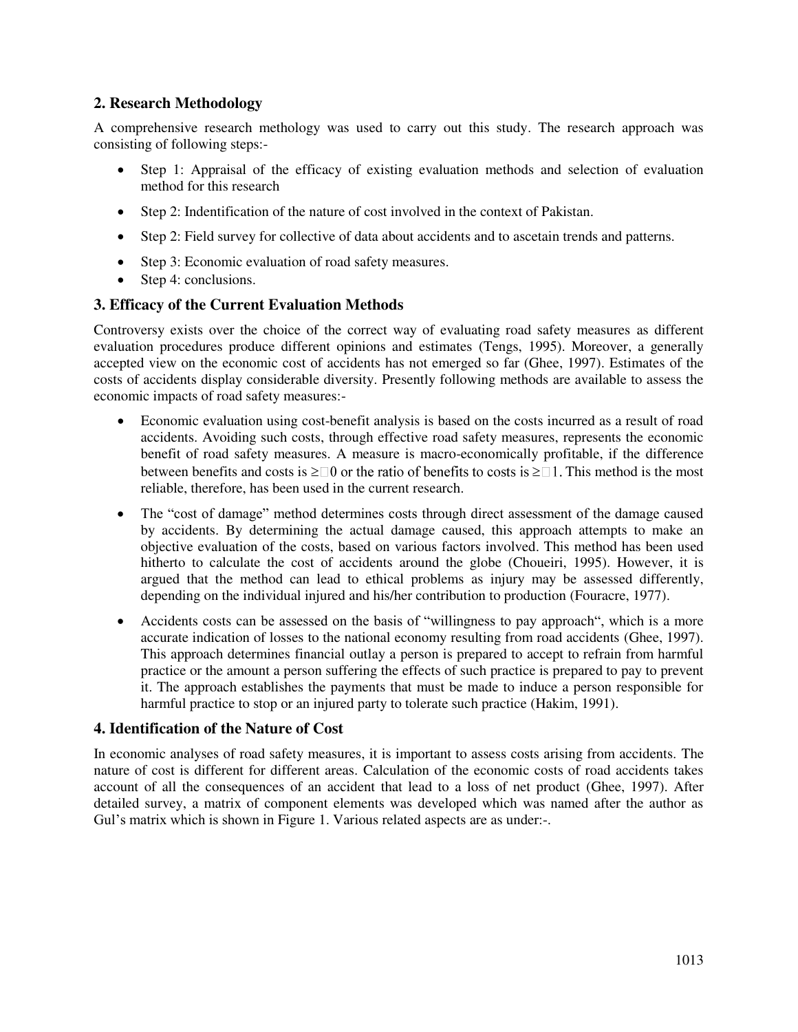## 2. Research Methodology

A comprehensive research methology was used to carry out this study. The research approach was consisting of following steps:-

- Step 1: Appraisal of the efficacy of existing evaluation methods and selection of evaluation method for this research
- Step 2: Indentification of the nature of cost involved in the context of Pakistan.
- Step 2: Field survey for collective of data about accidents and to ascetain trends and patterns.
- Step 3: Economic evaluation of road safety measures.
- Step 4: conclusions.

## 3. Efficacy of the Current Evaluation Methods

Controversy exists over the choice of the correct way of evaluating road safety measures as different evaluation procedures produce different opinions and estimates (Tengs, 1995). Moreover, a generally accepted view on the economic cost of accidents has not emerged so far (Ghee, 1997). Estimates of the costs of accidents display considerable diversity. Presently following methods are available to assess the economic impacts of road safety measures:-

- Economic evaluation using cost-benefit analysis is based on the costs incurred as a result of road accidents. Avoiding such costs, through effective road safety measures, represents the economic benefit of road safety measures. A measure is macro-economically profitable, if the difference between benefits and costs is $\geq 0$ or the ratio of benefits to costs is $\geq 1$. This method is the most reliable, therefore, has been used in the current research.
- The "cost of damage" method determines costs through direct assessment of the damage caused by accidents. By determining the actual damage caused, this approach attempts to make an objective evaluation of the costs, based on various factors involved. This method has been used hitherto to calculate the cost of accidents around the globe (Choueiri, 1995). However, it is argued that the method can lead to ethical problems as injury may be assessed differently, depending on the individual injured and his/her contribution to production (Fouracre, 1977).
- Accidents costs can be assessed on the basis of "willingness to pay approach", which is a more accurate indication of losses to the national economy resulting from road accidents (Ghee, 1997). This approach determines financial outlay a person is prepared to accept to refrain from harmful practice or the amount a person suffering the effects of such practice is prepared to pay to prevent it. The approach establishes the payments that must be made to induce a person responsible for harmful practice to stop or an injured party to tolerate such practice (Hakim, 1991).

## 4. Identification of the Nature of Cost

In economic analyses of road safety measures, it is important to assess costs arising from accidents. The nature of cost is different for different areas. Calculation of the economic costs of road accidents takes account of all the consequences of an accident that lead to a loss of net product (Ghee, 1997). After detailed survey, a matrix of component elements was developed which was named after the author as Gul's matrix which is shown in Figure 1. Various related aspects are as under:-.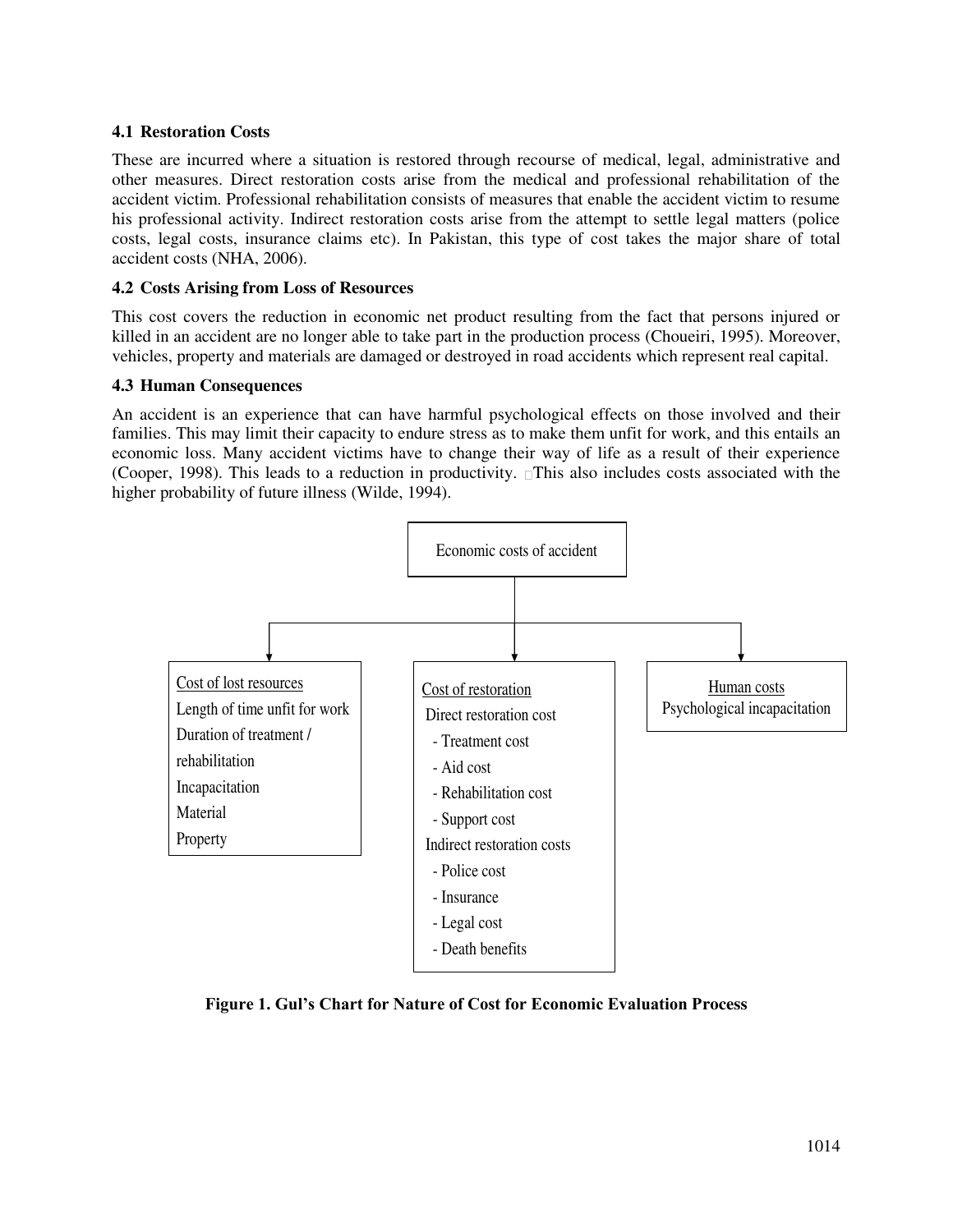### 4.1 Restoration Costs

These are incurred where a situation is restored through recourse of medical, legal, administrative and other measures. Direct restoration costs arise from the medical and professional rehabilitation of the accident victim. Professional rehabilitation consists of measures that enable the accident victim to resume his professional activity. Indirect restoration costs arise from the attempt to settle legal matters (police costs, legal costs, insurance claims etc). In Pakistan, this type of cost takes the major share of total accident costs (NHA, 2006).

### 4.2 Costs Arising from Loss of Resources

This cost covers the reduction in economic net product resulting from the fact that persons injured or killed in an accident are no longer able to take part in the production process (Choueiri, 1995). Moreover, vehicles, property and materials are damaged or destroyed in road accidents which represent real capital.

### 4.3 Human Consequences

An accident is an experience that can have harmful psychological effects on those involved and their families. This may limit their capacity to endure stress as to make them unfit for work, and this entails an economic loss. Many accident victims have to change their way of life as a result of their experience (Cooper, 1998). This leads to a reduction in productivity. This also includes costs associated with the higher probability of future illness (Wilde, 1994).

Economic costs of accident

- Cost of lost resources
  - Length of time unfit for work
  - Duration of treatment / rehabilitation
  - Incapacitation
  - Material
  - Property
- Cost of restoration
  - Direct restoration cost
    - Treatment cost
    - Aid cost
    - Rehabilitation cost
    - Support cost
  - Indirect restoration costs
    - Police cost
    - Insurance
    - Legal cost
    - Death benefits
- Human costs
  - Psychological incapacitation

**Figure 1. Gul's Chart for Nature of Cost for Economic Evaluation Process**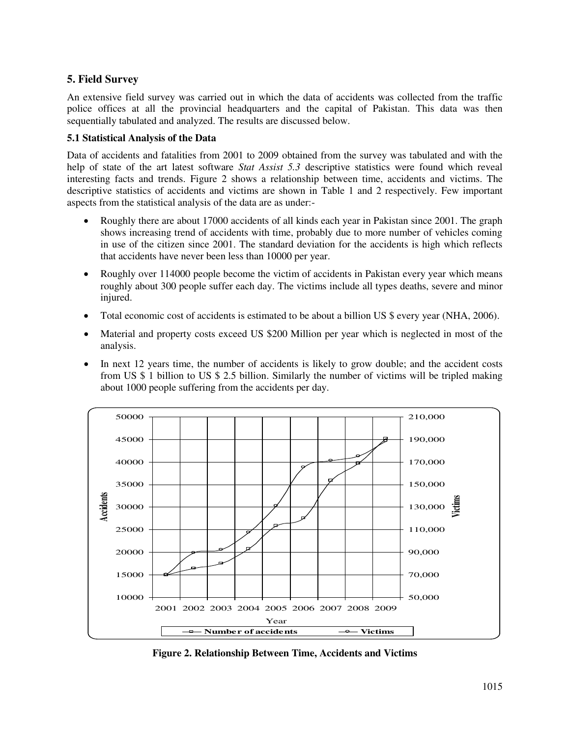## 5. Field Survey

An extensive field survey was carried out in which the data of accidents was collected from the traffic police offices at all the provincial headquarters and the capital of Pakistan. This data was then sequentially tabulated and analyzed. The results are discussed below.

### 5.1 Statistical Analysis of the Data

Data of accidents and fatalities from 2001 to 2009 obtained from the survey was tabulated and with the help of state of the art latest software *Stat Assist 5.3* descriptive statistics were found which reveal interesting facts and trends. Figure 2 shows a relationship between time, accidents and victims. The descriptive statistics of accidents and victims are shown in Table 1 and 2 respectively. Few important aspects from the statistical analysis of the data are as under:-

- Roughly there are about 17000 accidents of all kinds each year in Pakistan since 2001. The graph shows increasing trend of accidents with time, probably due to more number of vehicles coming in use of the citizen since 2001. The standard deviation for the accidents is high which reflects that accidents have never been less than 10000 per year.
- Roughly over 114000 people become the victim of accidents in Pakistan every year which means roughly about 300 people suffer each day. The victims include all types deaths, severe and minor injured.
- Total economic cost of accidents is estimated to be about a billion US $ every year (NHA, 2006).
- Material and property costs exceed US $200 Million per year which is neglected in most of the analysis.
- In next 12 years time, the number of accidents is likely to grow double; and the accident costs from US $ 1 billion to US $ 2.5 billion. Similarly the number of victims will be tripled making about 1000 people suffering from the accidents per day.

**Figure 2. Relationship Between Time, Accidents and Victims**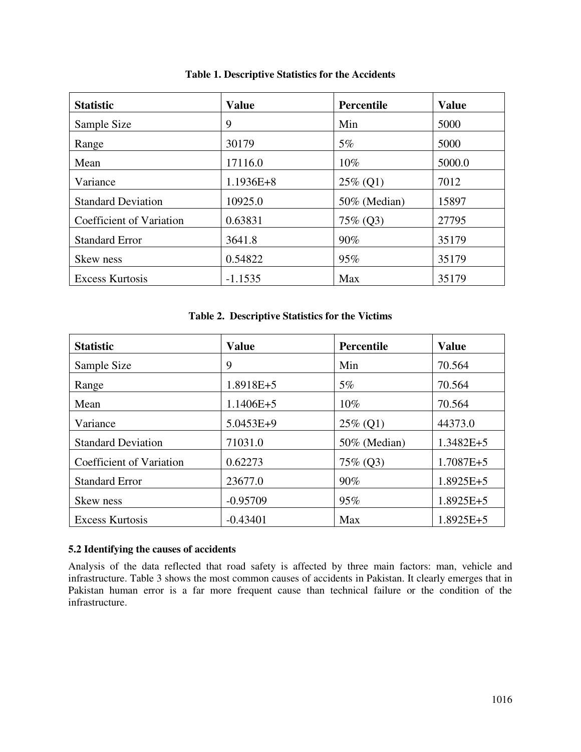**Table 1. Descriptive Statistics for the Accidents**

| Statistic | Value | Percentile | Value |
|---|---|---|---|
| Sample Size | 9 | Min | 5000 |
| Range | 30179 | 5% | 5000 |
| Mean | 17116.0 | 10% | 5000.0 |
| Variance | 1.1936E+8 | 25% (Q1) | 7012 |
| Standard Deviation | 10925.0 | 50% (Median) | 15897 |
| Coefficient of Variation | 0.63831 | 75% (Q3) | 27795 |
| Standard Error | 3641.8 | 90% | 35179 |
| Skew ness | 0.54822 | 95% | 35179 |
| Excess Kurtosis | -1.1535 | Max | 35179 |

**Table 2. Descriptive Statistics for the Victims**

| Statistic | Value | Percentile | Value |
|---|---|---|---|
| Sample Size | 9 | Min | 70.564 |
| Range | 1.8918E+5 | 5% | 70.564 |
| Mean | 1.1406E+5 | 10% | 70.564 |
| Variance | 5.0453E+9 | 25% (Q1) | 44373.0 |
| Standard Deviation | 71031.0 | 50% (Median) | 1.3482E+5 |
| Coefficient of Variation | 0.62273 | 75% (Q3) | 1.7087E+5 |
| Standard Error | 23677.0 | 90% | 1.8925E+5 |
| Skew ness | -0.95709 | 95% | 1.8925E+5 |
| Excess Kurtosis | -0.43401 | Max | 1.8925E+5 |

### 5.2 Identifying the causes of accidents

Analysis of the data reflected that road safety is affected by three main factors: man, vehicle and infrastructure. Table 3 shows the most common causes of accidents in Pakistan. It clearly emerges that in Pakistan human error is a far more frequent cause than technical failure or the condition of the infrastructure.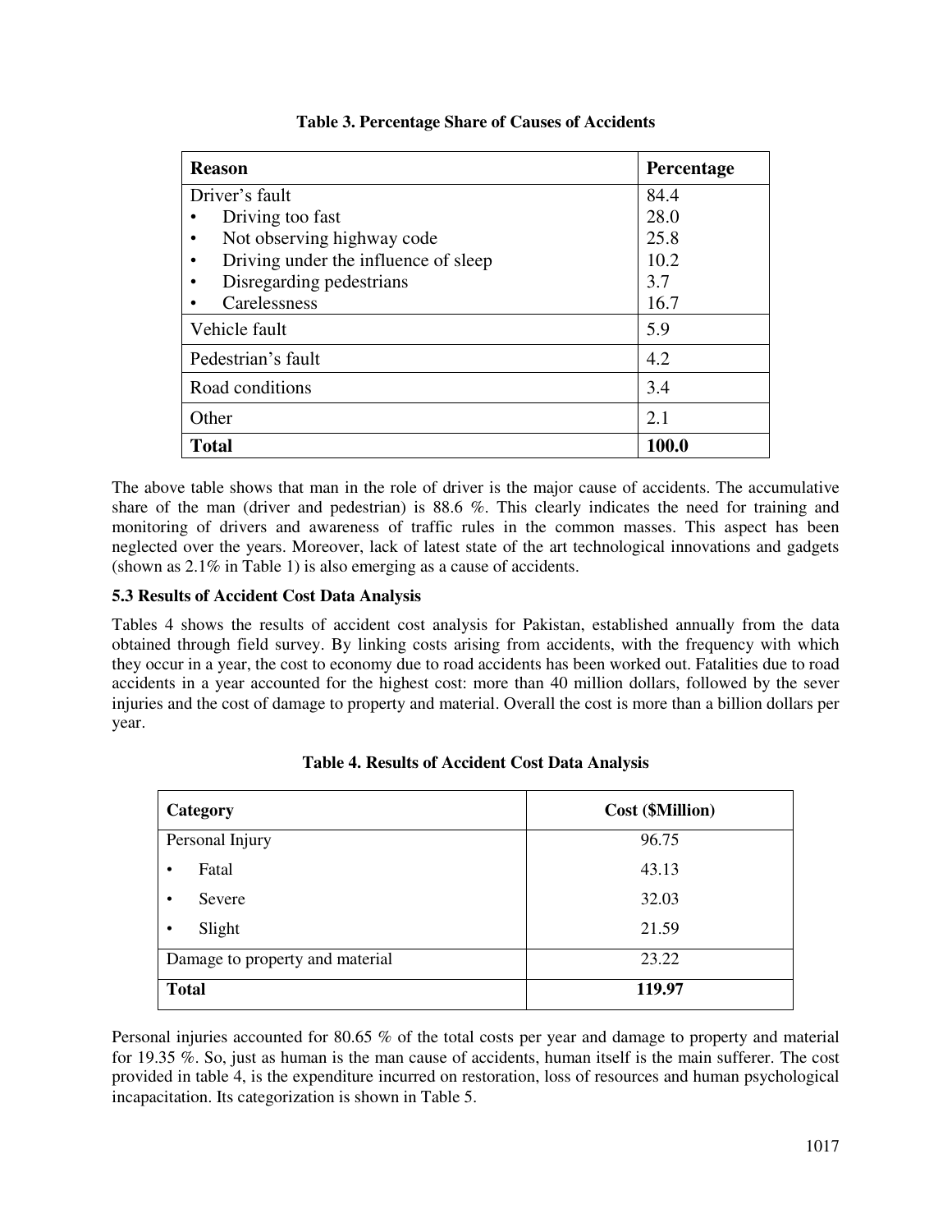**Table 3. Percentage Share of Causes of Accidents**

| Reason | Percentage |
|---|---|
| Driver's fault | 84.4 |
| • Driving too fast | 28.0 |
| • Not observing highway code | 25.8 |
| • Driving under the influence of sleep | 10.2 |
| • Disregarding pedestrians | 3.7 |
| • Carelessness | 16.7 |
| Vehicle fault | 5.9 |
| Pedestrian's fault | 4.2 |
| Road conditions | 3.4 |
| Other | 2.1 |
| **Total** | **100.0** |

The above table shows that man in the role of driver is the major cause of accidents. The accumulative share of the man (driver and pedestrian) is 88.6 %. This clearly indicates the need for training and monitoring of drivers and awareness of traffic rules in the common masses. This aspect has been neglected over the years. Moreover, lack of latest state of the art technological innovations and gadgets (shown as 2.1% in Table 1) is also emerging as a cause of accidents.

### 5.3 Results of Accident Cost Data Analysis

Tables 4 shows the results of accident cost analysis for Pakistan, established annually from the data obtained through field survey. By linking costs arising from accidents, with the frequency with which they occur in a year, the cost to economy due to road accidents has been worked out. Fatalities due to road accidents in a year accounted for the highest cost: more than 40 million dollars, followed by the sever injuries and the cost of damage to property and material. Overall the cost is more than a billion dollars per year.

**Table 4. Results of Accident Cost Data Analysis**

| Category | Cost ($Million) |
|---|---|
| Personal Injury | 96.75 |
| • Fatal | 43.13 |
| • Severe | 32.03 |
| • Slight | 21.59 |
| Damage to property and material | 23.22 |
| **Total** | **119.97** |

Personal injuries accounted for 80.65 % of the total costs per year and damage to property and material for 19.35 %. So, just as human is the man cause of accidents, human itself is the main sufferer. The cost provided in table 4, is the expenditure incurred on restoration, loss of resources and human psychological incapacitation. Its categorization is shown in Table 5.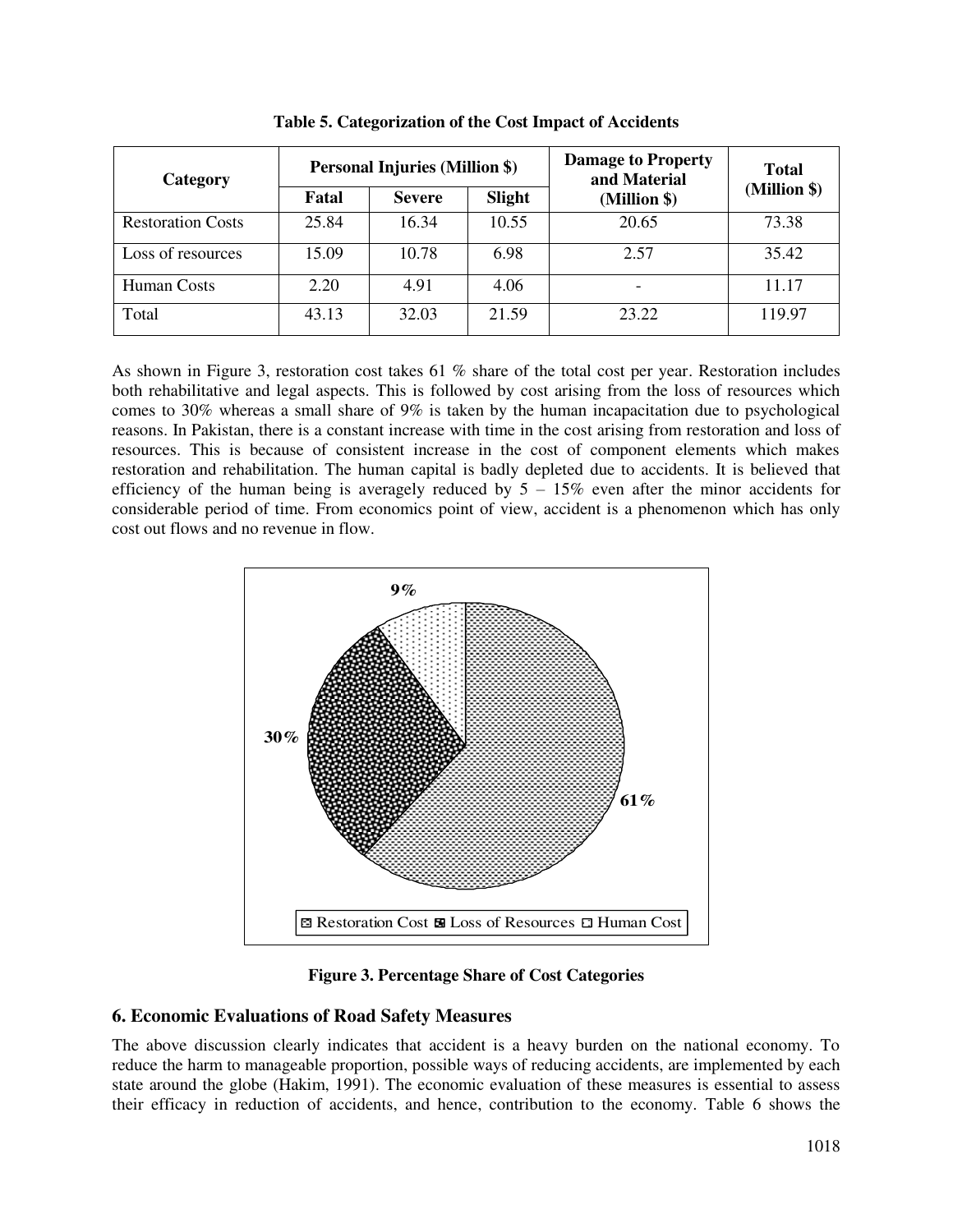**Table 5. Categorization of the Cost Impact of Accidents**

| Category | Personal Injuries (Million $) | | | Damage to Property and Material (Million $) | Total (Million $) |
|---|---|---|---|---|---|
| | Fatal | Severe | Slight | | |
| Restoration Costs | 25.84 | 16.34 | 10.55 | 20.65 | 73.38 |
| Loss of resources | 15.09 | 10.78 | 6.98 | 2.57 | 35.42 |
| Human Costs | 2.20 | 4.91 | 4.06 | - | 11.17 |
| Total | 43.13 | 32.03 | 21.59 | 23.22 | 119.97 |

As shown in Figure 3, restoration cost takes 61 % share of the total cost per year. Restoration includes both rehabilitative and legal aspects. This is followed by cost arising from the loss of resources which comes to 30% whereas a small share of 9% is taken by the human incapacitation due to psychological reasons. In Pakistan, there is a constant increase with time in the cost arising from restoration and loss of resources. This is because of consistent increase in the cost of component elements which makes restoration and rehabilitation. The human capital is badly depleted due to accidents. It is believed that efficiency of the human being is averagely reduced by 5 – 15% even after the minor accidents for considerable period of time. From economics point of view, accident is a phenomenon which has only cost out flows and no revenue in flow.

9%

30%

61%

Restoration Cost Loss of Resources Human Cost

**Figure 3. Percentage Share of Cost Categories**

## 6. Economic Evaluations of Road Safety Measures

The above discussion clearly indicates that accident is a heavy burden on the national economy. To reduce the harm to manageable proportion, possible ways of reducing accidents, are implemented by each state around the globe (Hakim, 1991). The economic evaluation of these measures is essential to assess their efficacy in reduction of accidents, and hence, contribution to the economy. Table 6 shows the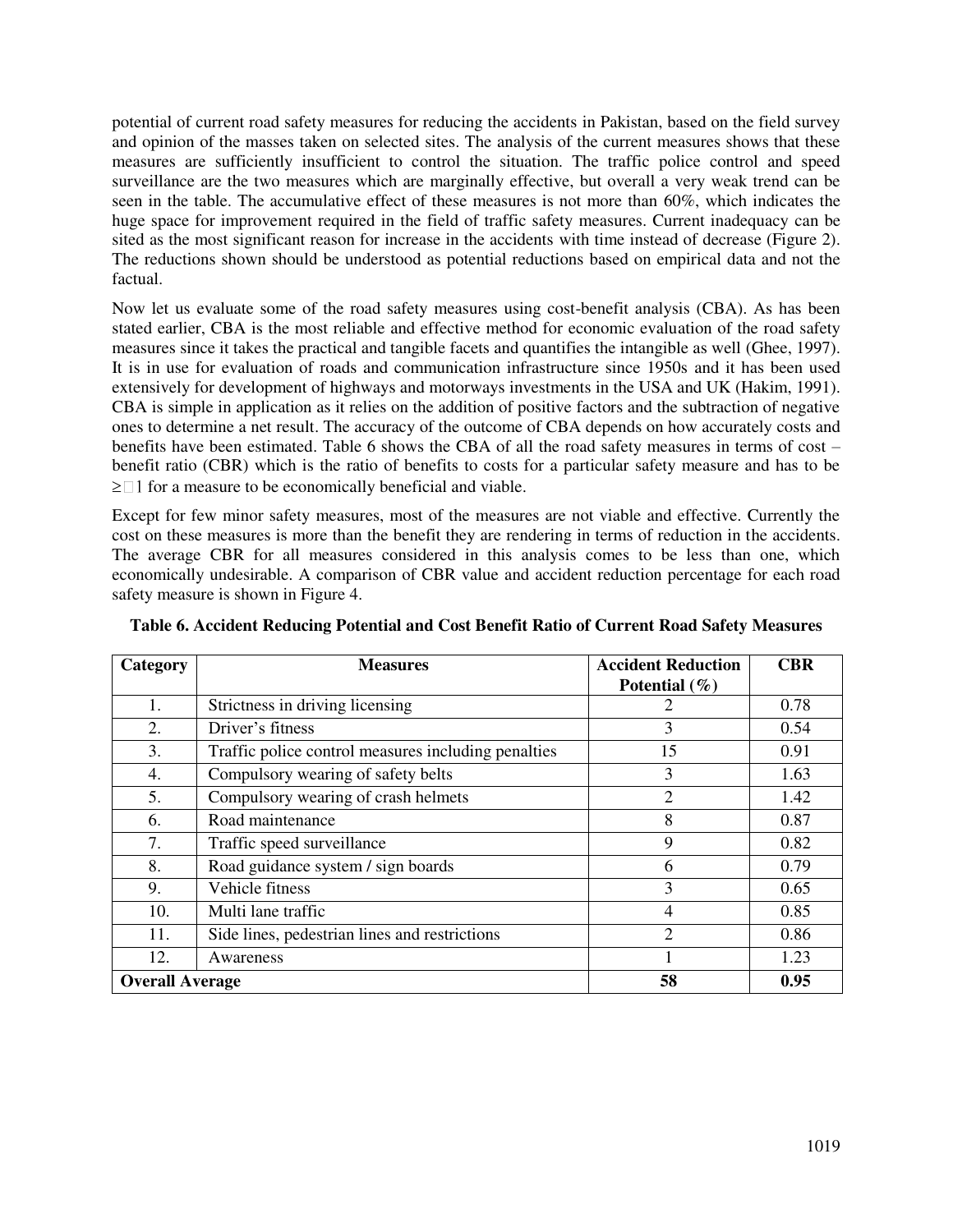potential of current road safety measures for reducing the accidents in Pakistan, based on the field survey and opinion of the masses taken on selected sites. The analysis of the current measures shows that these measures are sufficiently insufficient to control the situation. The traffic police control and speed surveillance are the two measures which are marginally effective, but overall a very weak trend can be seen in the table. The accumulative effect of these measures is not more than 60%, which indicates the huge space for improvement required in the field of traffic safety measures. Current inadequacy can be sited as the most significant reason for increase in the accidents with time instead of decrease (Figure 2). The reductions shown should be understood as potential reductions based on empirical data and not the factual.

Now let us evaluate some of the road safety measures using cost-benefit analysis (CBA). As has been stated earlier, CBA is the most reliable and effective method for economic evaluation of the road safety measures since it takes the practical and tangible facets and quantifies the intangible as well (Ghee, 1997). It is in use for evaluation of roads and communication infrastructure since 1950s and it has been used extensively for development of highways and motorways investments in the USA and UK (Hakim, 1991). CBA is simple in application as it relies on the addition of positive factors and the subtraction of negative ones to determine a net result. The accuracy of the outcome of CBA depends on how accurately costs and benefits have been estimated. Table 6 shows the CBA of all the road safety measures in terms of cost – benefit ratio (CBR) which is the ratio of benefits to costs for a particular safety measure and has to be $\geq 1$ for a measure to be economically beneficial and viable.

Except for few minor safety measures, most of the measures are not viable and effective. Currently the cost on these measures is more than the benefit they are rendering in terms of reduction in the accidents. The average CBR for all measures considered in this analysis comes to be less than one, which economically undesirable. A comparison of CBR value and accident reduction percentage for each road safety measure is shown in Figure 4.

**Table 6. Accident Reducing Potential and Cost Benefit Ratio of Current Road Safety Measures**

| Category | Measures | Accident Reduction Potential (%) | CBR |
|---|---|---|---|
| 1. | Strictness in driving licensing | 2 | 0.78 |
| 2. | Driver's fitness | 3 | 0.54 |
| 3. | Traffic police control measures including penalties | 15 | 0.91 |
| 4. | Compulsory wearing of safety belts | 3 | 1.63 |
| 5. | Compulsory wearing of crash helmets | 2 | 1.42 |
| 6. | Road maintenance | 8 | 0.87 |
| 7. | Traffic speed surveillance | 9 | 0.82 |
| 8. | Road guidance system / sign boards | 6 | 0.79 |
| 9. | Vehicle fitness | 3 | 0.65 |
| 10. | Multi lane traffic | 4 | 0.85 |
| 11. | Side lines, pedestrian lines and restrictions | 2 | 0.86 |
| 12. | Awareness | 1 | 1.23 |
| **Overall Average** | | **58** | **0.95** |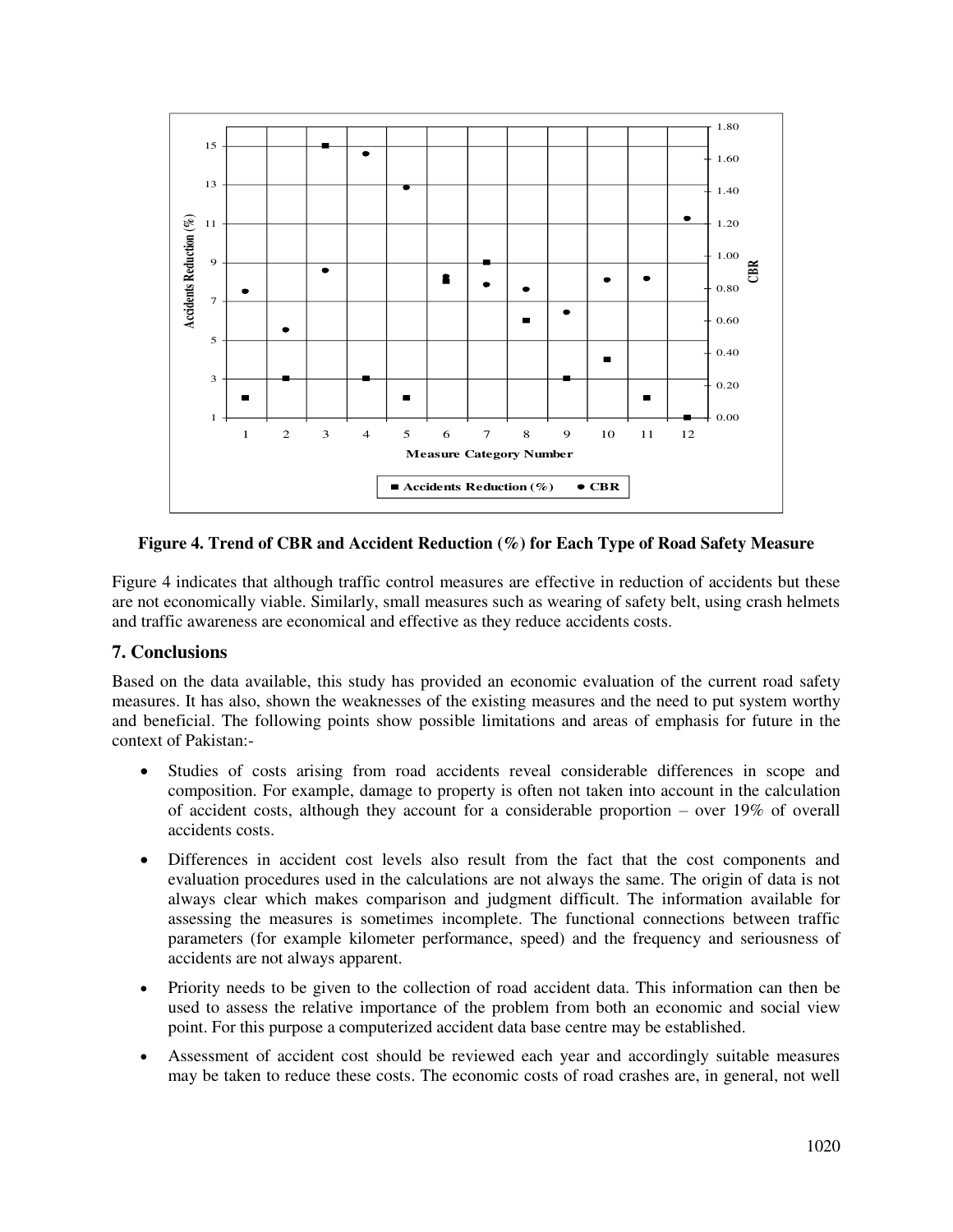**Figure 4. Trend of CBR and Accident Reduction (%) for Each Type of Road Safety Measure**

Figure 4 indicates that although traffic control measures are effective in reduction of accidents but these are not economically viable. Similarly, small measures such as wearing of safety belt, using crash helmets and traffic awareness are economical and effective as they reduce accidents costs.

## 7. Conclusions

Based on the data available, this study has provided an economic evaluation of the current road safety measures. It has also, shown the weaknesses of the existing measures and the need to put system worthy and beneficial. The following points show possible limitations and areas of emphasis for future in the context of Pakistan:-

- Studies of costs arising from road accidents reveal considerable differences in scope and composition. For example, damage to property is often not taken into account in the calculation of accident costs, although they account for a considerable proportion – over 19% of overall accidents costs.
- Differences in accident cost levels also result from the fact that the cost components and evaluation procedures used in the calculations are not always the same. The origin of data is not always clear which makes comparison and judgment difficult. The information available for assessing the measures is sometimes incomplete. The functional connections between traffic parameters (for example kilometer performance, speed) and the frequency and seriousness of accidents are not always apparent.
- Priority needs to be given to the collection of road accident data. This information can then be used to assess the relative importance of the problem from both an economic and social view point. For this purpose a computerized accident data base centre may be established.
- Assessment of accident cost should be reviewed each year and accordingly suitable measures may be taken to reduce these costs. The economic costs of road crashes are, in general, not well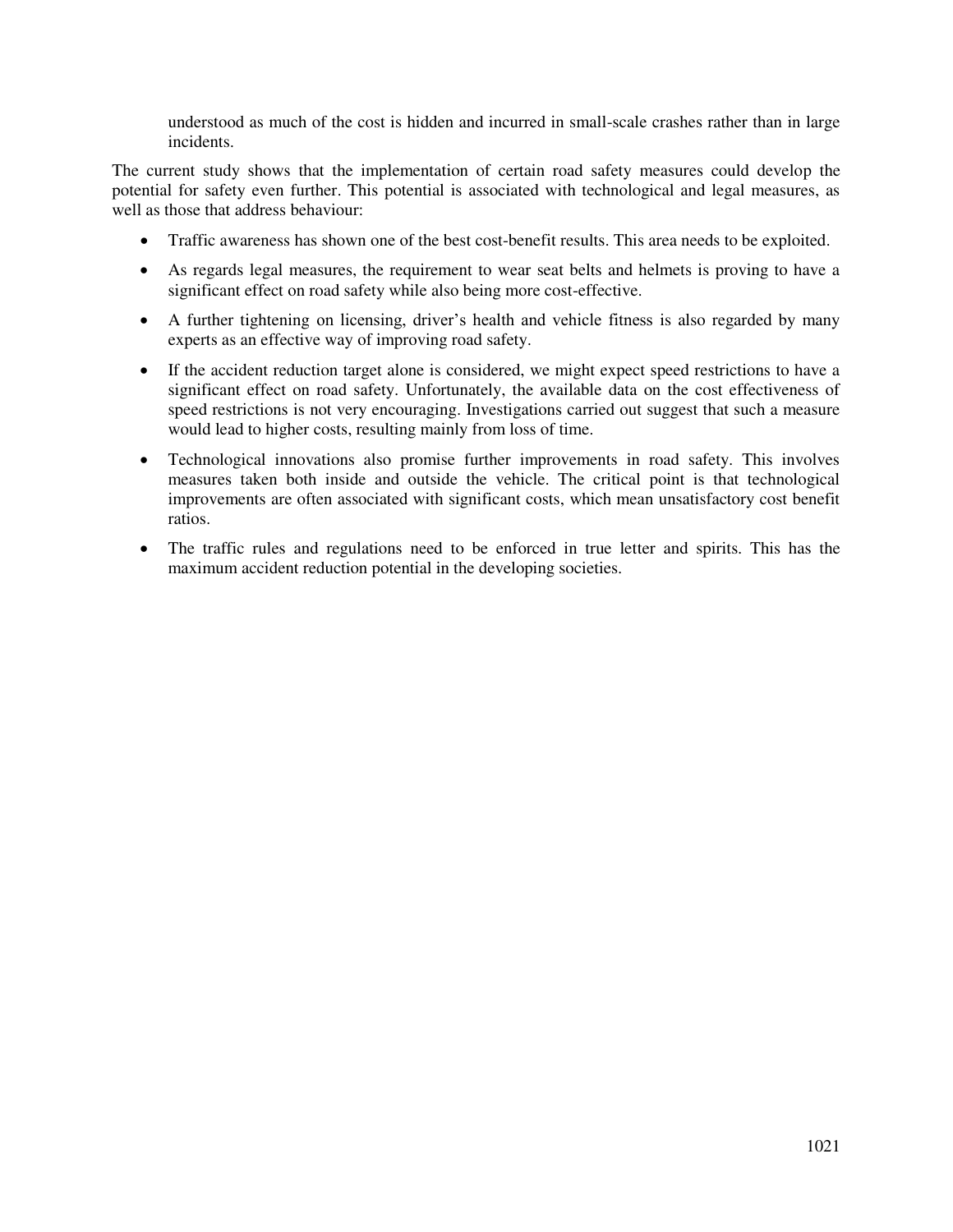understood as much of the cost is hidden and incurred in small-scale crashes rather than in large incidents.

The current study shows that the implementation of certain road safety measures could develop the potential for safety even further. This potential is associated with technological and legal measures, as well as those that address behaviour:

- Traffic awareness has shown one of the best cost-benefit results. This area needs to be exploited.
- As regards legal measures, the requirement to wear seat belts and helmets is proving to have a significant effect on road safety while also being more cost-effective.
- A further tightening on licensing, driver's health and vehicle fitness is also regarded by many experts as an effective way of improving road safety.
- If the accident reduction target alone is considered, we might expect speed restrictions to have a significant effect on road safety. Unfortunately, the available data on the cost effectiveness of speed restrictions is not very encouraging. Investigations carried out suggest that such a measure would lead to higher costs, resulting mainly from loss of time.
- Technological innovations also promise further improvements in road safety. This involves measures taken both inside and outside the vehicle. The critical point is that technological improvements are often associated with significant costs, which mean unsatisfactory cost benefit ratios.
- The traffic rules and regulations need to be enforced in true letter and spirits. This has the maximum accident reduction potential in the developing societies.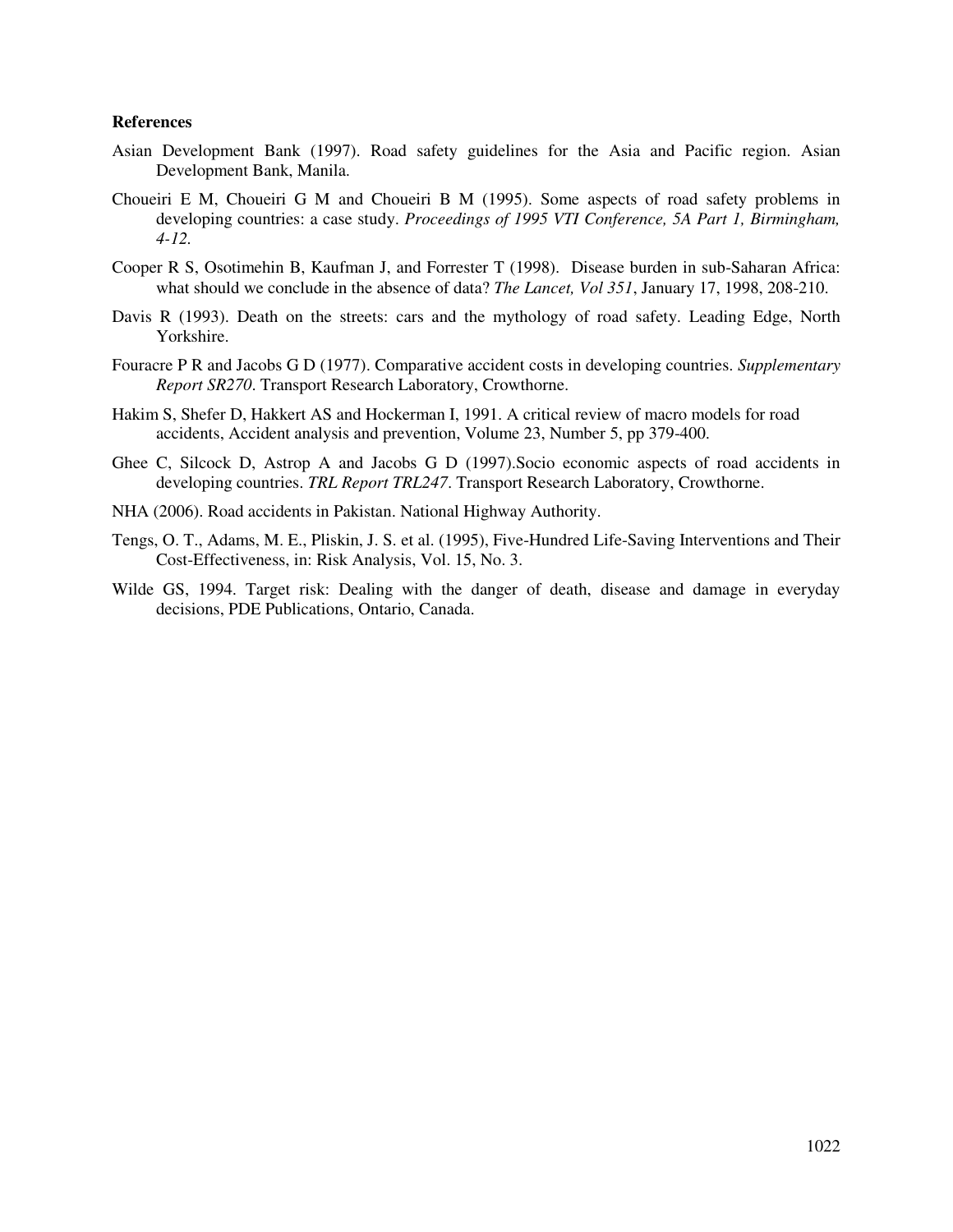**References**

Asian Development Bank (1997). Road safety guidelines for the Asia and Pacific region. Asian Development Bank, Manila.

Choueiri E M, Choueiri G M and Choueiri B M (1995). Some aspects of road safety problems in developing countries: a case study. *Proceedings of 1995 VTI Conference, 5A Part 1, Birmingham, 4-12.*

Cooper R S, Osotimehin B, Kaufman J, and Forrester T (1998). Disease burden in sub-Saharan Africa: what should we conclude in the absence of data? *The Lancet, Vol 351*, January 17, 1998, 208-210.

Davis R (1993). Death on the streets: cars and the mythology of road safety. Leading Edge, North Yorkshire.

Fouracre P R and Jacobs G D (1977). Comparative accident costs in developing countries. *Supplementary Report SR270*. Transport Research Laboratory, Crowthorne.

Hakim S, Shefer D, Hakkert AS and Hockerman I, 1991. A critical review of macro models for road accidents, Accident analysis and prevention, Volume 23, Number 5, pp 379-400.

Ghee C, Silcock D, Astrop A and Jacobs G D (1997).Socio economic aspects of road accidents in developing countries. *TRL Report TRL247*. Transport Research Laboratory, Crowthorne.

NHA (2006). Road accidents in Pakistan. National Highway Authority.

Tengs, O. T., Adams, M. E., Pliskin, J. S. et al. (1995), Five-Hundred Life-Saving Interventions and Their Cost-Effectiveness, in: Risk Analysis, Vol. 15, No. 3.

Wilde GS, 1994. Target risk: Dealing with the danger of death, disease and damage in everyday decisions, PDE Publications, Ontario, Canada.